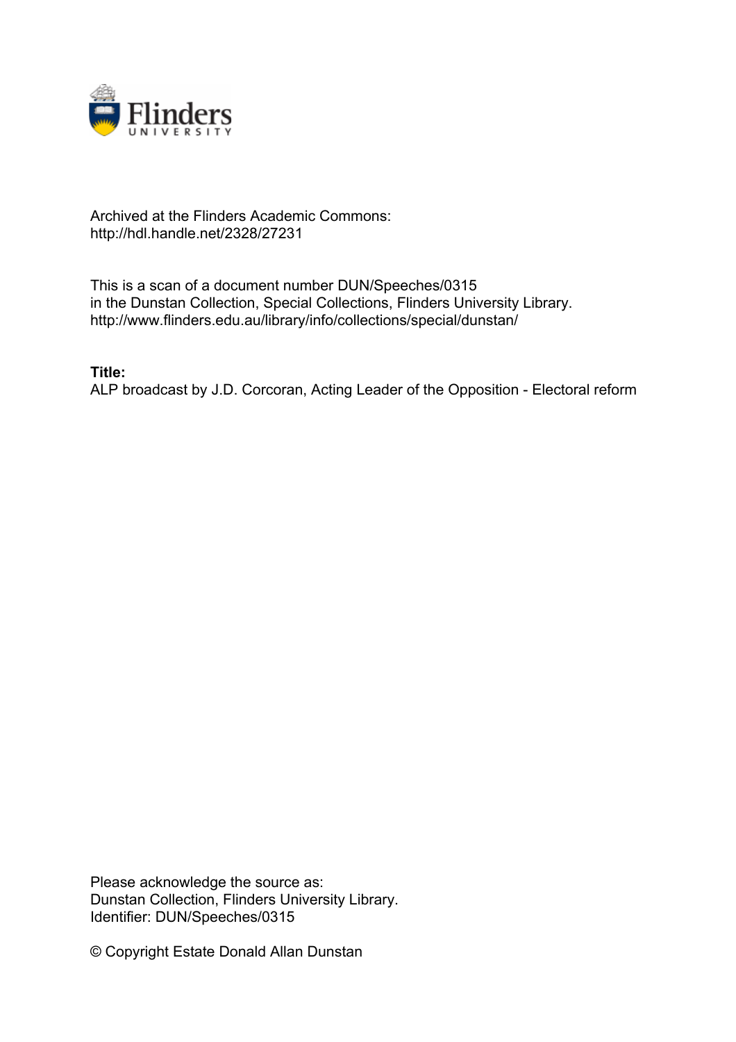Archived at the Flinders Academic Commons:
http://hdl.handle.net/2328/27231

This is a scan of a document number DUN/Speeches/0315
in the Dunstan Collection, Special Collections, Flinders University Library.
http://www.flinders.edu.au/library/info/collections/special/dunstan/

**Title:**
ALP broadcast by J.D. Corcoran, Acting Leader of the Opposition - Electoral reform

Please acknowledge the source as:
Dunstan Collection, Flinders University Library.
Identifier: DUN/Speeches/0315

© Copyright Estate Donald Allan Dunstan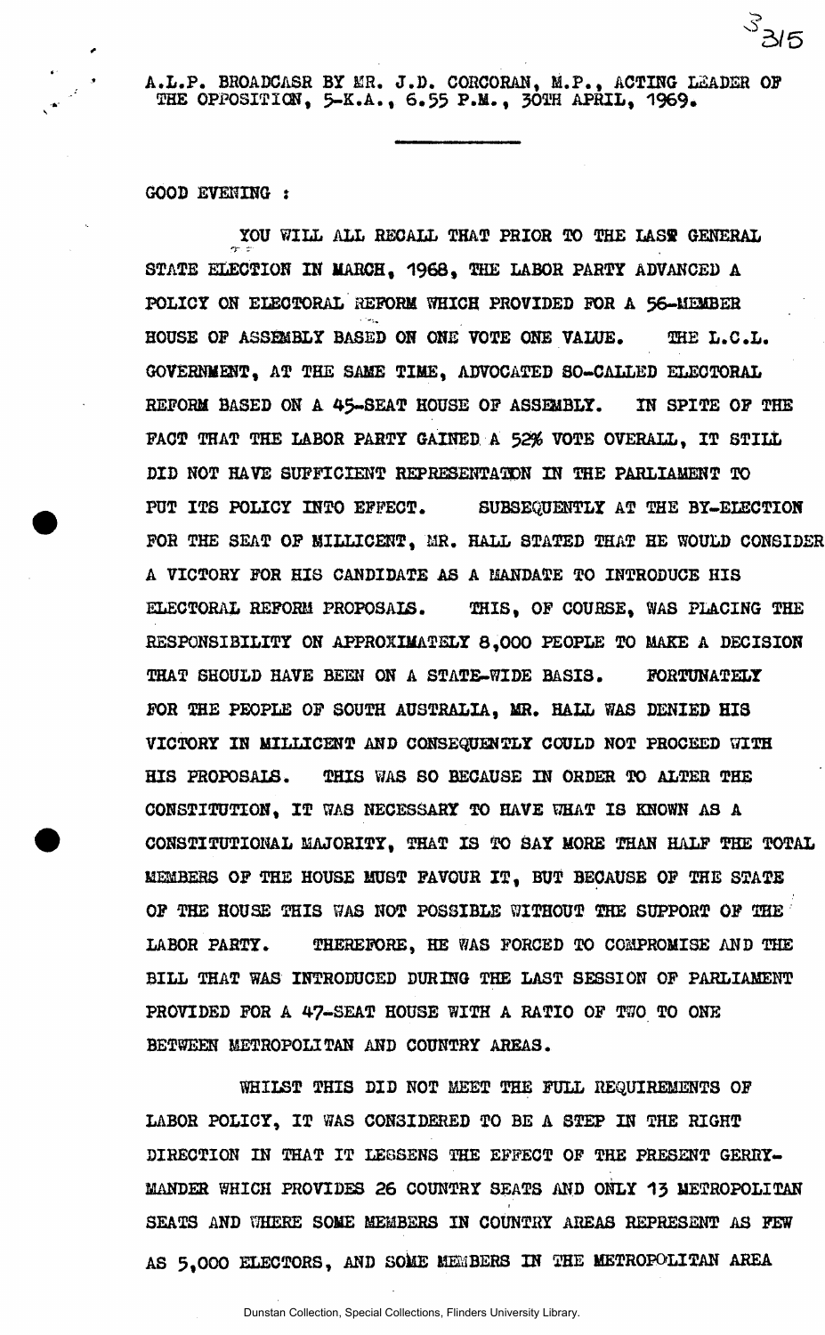A.L.P. BROADCASR BY MR. J.D. CORCORAN, M.P., ACTING LEADER OF THE OPPOSITION, 5-K.A., 6.55 P.M., 30TH APRIL, 1969.

---

GOOD EVENING :

YOU WILL ALL RECALL THAT PRIOR TO THE LAST GENERAL STATE ELECTION IN MARCH, 1968, THE LABOR PARTY ADVANCED A POLICY ON ELECTORAL REFORM WHICH PROVIDED FOR A 56-MEMBER HOUSE OF ASSEMBLY BASED ON ONE VOTE ONE VALUE. THE L.C.L. GOVERNMENT, AT THE SAME TIME, ADVOCATED SO-CALLED ELECTORAL REFORM BASED ON A 45-SEAT HOUSE OF ASSEMBLY. IN SPITE OF THE FACT THAT THE LABOR PARTY GAINED A 52% VOTE OVERALL, IT STILL DID NOT HAVE SUFFICIENT REPRESENTATON IN THE PARLIAMENT TO PUT ITS POLICY INTO EFFECT. SUBSEQUENTLY AT THE BY-ELECTION FOR THE SEAT OF MILLICENT, MR. HALL STATED THAT HE WOULD CONSIDER A VICTORY FOR HIS CANDIDATE AS A MANDATE TO INTRODUCE HIS ELECTORAL REFORM PROPOSALS. THIS, OF COURSE, WAS PLACING THE RESPONSIBILITY ON APPROXIMATELY 8,000 PEOPLE TO MAKE A DECISION THAT SHOULD HAVE BEEN ON A STATE-WIDE BASIS. FORTUNATELY FOR THE PEOPLE OF SOUTH AUSTRALIA, MR. HALL WAS DENIED HIS VICTORY IN MILLICENT AND CONSEQUENTLY COULD NOT PROCEED WITH HIS PROPOSALS. THIS WAS SO BECAUSE IN ORDER TO ALTER THE CONSTITUTION, IT WAS NECESSARY TO HAVE WHAT IS KNOWN AS A CONSTITUTIONAL MAJORITY, THAT IS TO SAY MORE THAN HALF THE TOTAL MEMBERS OF THE HOUSE MUST FAVOUR IT, BUT BECAUSE OF THE STATE OF THE HOUSE THIS WAS NOT POSSIBLE WITHOUT THE SUPPORT OF THE LABOR PARTY. THEREFORE, HE WAS FORCED TO COMPROMISE AND THE BILL THAT WAS INTRODUCED DURING THE LAST SESSION OF PARLIAMENT PROVIDED FOR A 47-SEAT HOUSE WITH A RATIO OF TWO TO ONE BETWEEN METROPOLITAN AND COUNTRY AREAS.

WHILST THIS DID NOT MEET THE FULL REQUIREMENTS OF LABOR POLICY, IT WAS CONSIDERED TO BE A STEP IN THE RIGHT DIRECTION IN THAT IT LESSENS THE EFFECT OF THE PRESENT GERRYMANDER WHICH PROVIDES 26 COUNTRY SEATS AND ONLY 13 METROPOLITAN SEATS AND WHERE SOME MEMBERS IN COUNTRY AREAS REPRESENT AS FEW AS 5,000 ELECTORS, AND SOME MEMBERS IN THE METROPOLITAN AREA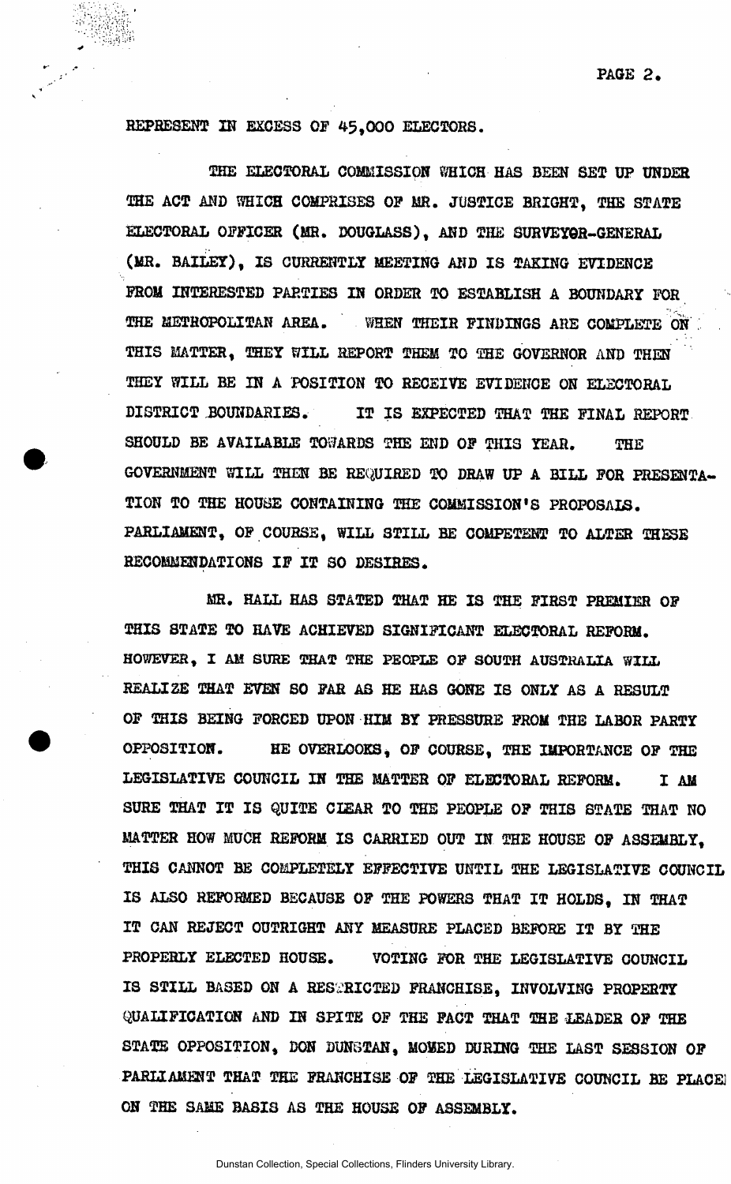REPRESENT IN EXCESS OF 45,000 ELECTORS.

THE ELECTORAL COMMISSION WHICH HAS BEEN SET UP UNDER THE ACT AND WHICH COMPRISES OF MR. JUSTICE BRIGHT, THE STATE ELECTORAL OFFICER (MR. DOUGLASS), AND THE SURVEYOR-GENERAL (MR. BAILEY), IS CURRENTLY MEETING AND IS TAKING EVIDENCE FROM INTERESTED PARTIES IN ORDER TO ESTABLISH A BOUNDARY FOR THE METROPOLITAN AREA. WHEN THEIR FINDINGS ARE COMPLETE ON THIS MATTER, THEY WILL REPORT THEM TO THE GOVERNOR AND THEN THEY WILL BE IN A POSITION TO RECEIVE EVIDENCE ON ELECTORAL DISTRICT BOUNDARIES. IT IS EXPECTED THAT THE FINAL REPORT SHOULD BE AVAILABLE TOWARDS THE END OF THIS YEAR. THE GOVERNMENT WILL THEN BE REQUIRED TO DRAW UP A BILL FOR PRESENTATION TO THE HOUSE CONTAINING THE COMMISSION'S PROPOSALS. PARLIAMENT, OF COURSE, WILL STILL BE COMPETENT TO ALTER THESE RECOMMENDATIONS IF IT SO DESIRES.

MR. HALL HAS STATED THAT HE IS THE FIRST PREMIER OF THIS STATE TO HAVE ACHIEVED SIGNIFICANT ELECTORAL REFORM. HOWEVER, I AM SURE THAT THE PEOPLE OF SOUTH AUSTRALIA WILL REALIZE THAT EVEN SO FAR AS HE HAS GONE IS ONLY AS A RESULT OF THIS BEING FORCED UPON HIM BY PRESSURE FROM THE LABOR PARTY OPPOSITION. HE OVERLOOKS, OF COURSE, THE IMPORTANCE OF THE LEGISLATIVE COUNCIL IN THE MATTER OF ELECTORAL REFORM. I AM SURE THAT IT IS QUITE CLEAR TO THE PEOPLE OF THIS STATE THAT NO MATTER HOW MUCH REFORM IS CARRIED OUT IN THE HOUSE OF ASSEMBLY, THIS CANNOT BE COMPLETELY EFFECTIVE UNTIL THE LEGISLATIVE COUNCIL IS ALSO REFORMED BECAUSE OF THE POWERS THAT IT HOLDS, IN THAT IT CAN REJECT OUTRIGHT ANY MEASURE PLACED BEFORE IT BY THE PROPERLY ELECTED HOUSE. VOTING FOR THE LEGISLATIVE COUNCIL IS STILL BASED ON A RESTRICTED FRANCHISE, INVOLVING PROPERTY QUALIFICATION AND IN SPITE OF THE FACT THAT THE LEADER OF THE STATE OPPOSITION, DON DUNSTAN, MOVED DURING THE LAST SESSION OF PARLIAMENT THAT THE FRANCHISE OF THE LEGISLATIVE COUNCIL BE PLACED ON THE SAME BASIS AS THE HOUSE OF ASSEMBLY.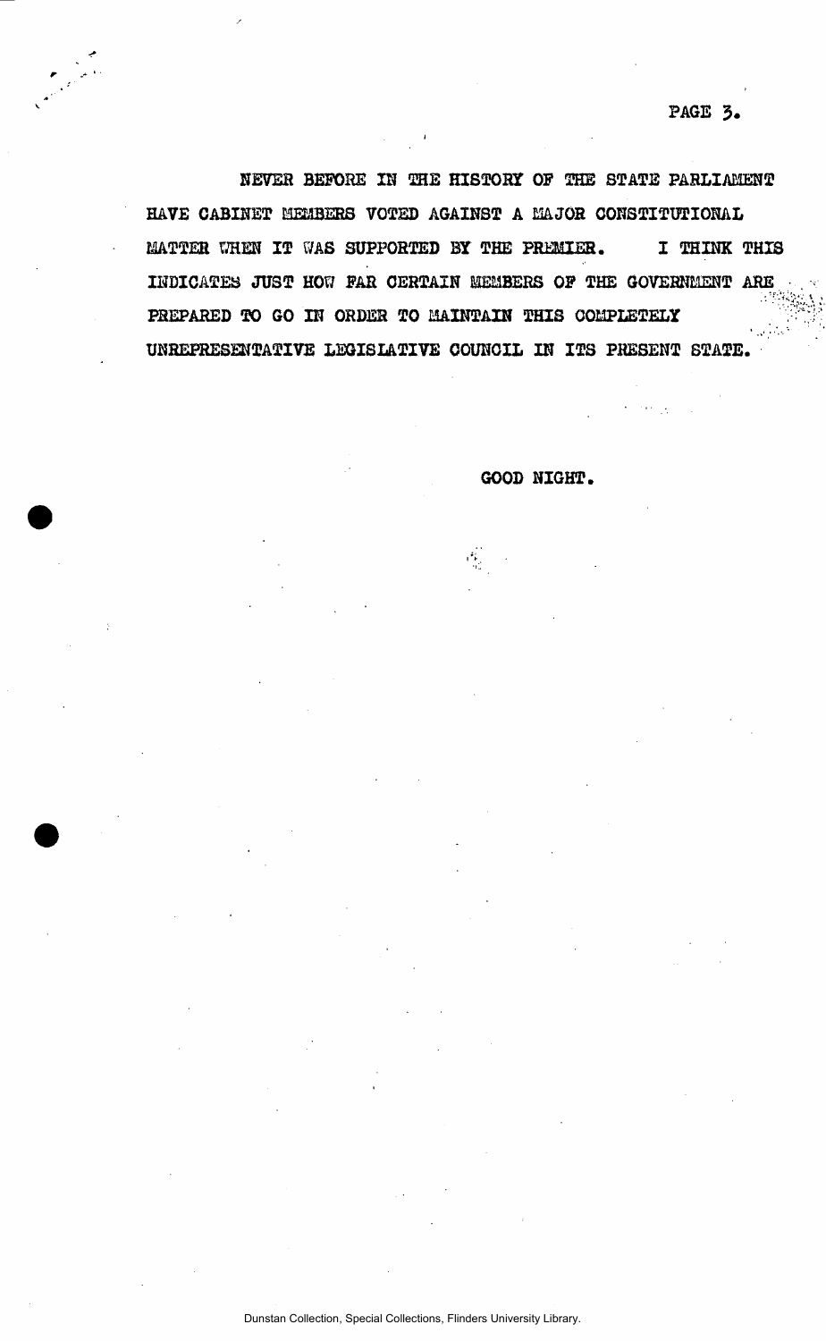NEVER BEFORE IN THE HISTORY OF THE STATE PARLIAMENT HAVE CABINET MEMBERS VOTED AGAINST A MAJOR CONSTITUTIONAL MATTER WHEN IT WAS SUPPORTED BY THE PREMIER. I THINK THIS INDICATES JUST HOW FAR CERTAIN MEMBERS OF THE GOVERNMENT ARE PREPARED TO GO IN ORDER TO MAINTAIN THIS COMPLETELY UNREPRESENTATIVE LEGISLATIVE COUNCIL IN ITS PRESENT STATE.

GOOD NIGHT.

Dunstan Collection, Special Collections, Flinders University Library.